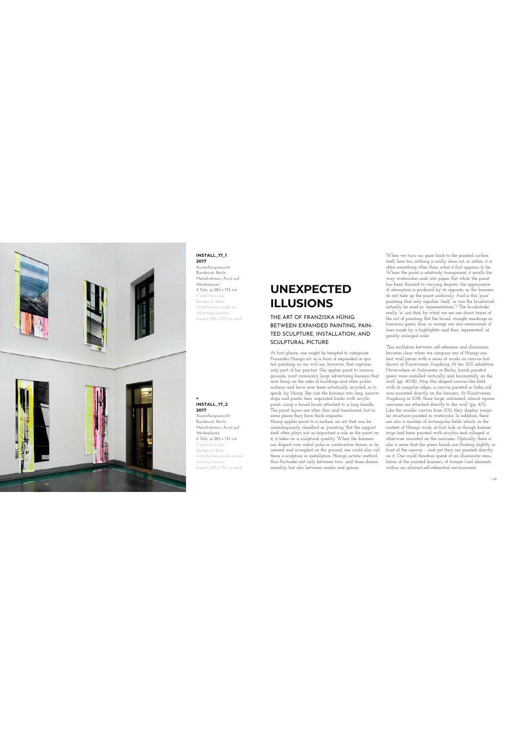**INSTALL_17_1**
**2017**
Ausstellungsansicht
Bundesrat, Berlin
Metallrahmen, Acryl auf Werbeplanen
4 Teile, je 285 x 135 cm
// exhibition view
Bundesrat, Berlin
metal frames, acrylic on advertising banners
4 parts, 285 x 135 cm each

»
**INSTALL_17_2**
**2017**
Ausstellungsansicht
Bundesrat, Berlin
Metallrahmen, Acryl auf Werbeplanen
4 Teile, je 285 x 135 cm
// exhibition view
Bundesrat, Berlin
metal frames, acrylic on advertising banners
4 parts, 285 x 135 cm each

# UNEXPECTED ILLUSIONS

## THE ART OF FRANZISKA HÜNIG: BETWEEN EXPANDED PAINTING, PAINTED SCULPTURE, INSTALLATION, AND SCULPTURAL PICTURE

At first glance, one might be tempted to categorize Franziska Hünig's art as a form of expanded or spatial painting; as we will see, however, that captures only part of her practice. She applies paint to various grounds, most commonly large advertising banners that once hung on the sides of buildings and other public surfaces and have now been artistically recycled, so to speak, by Hünig. She cuts the banners into long, narrow strips and paints their unprinted backs with acrylic paint, using a broad brush attached to a long handle. The paint layers are often thin and translucent, but in some places they form thick impastos.
Hünig applies paint to a surface, an act that can be unambiguously classified as "painting." But the support itself often plays just as important a role as the paint on it; it takes on a sculptural quality. When the banners are draped over metal poles or construction fences, or lie creased and crumpled on the ground, one could also call them a sculpture or installation. Hünig's artistic method thus fluctuates not only between two- and three-dimensionality, but also between media and genres.

When we turn our gaze back to the painted surface itself, here too, nothing is really clear-cut, or rather, it is often something other than what it first appears to be. Where the paint is relatively transparent, it recalls the way watercolors soak into paper. But while the paint has been thinned to varying degrees, the appearance of absorption is produced by its opposite, as the banners do not take up the paint uniformly. And is this "pure" painting that only signifies "itself," or can the brushwork actually be read as "representations"? The brushstroke really "is" just that, for what we see are direct traces of the act of painting. But the broad, straight markings in luminous green, blue, or orange are also reminiscent of lines made by a highlighter and then "represented" at greatly enlarged scale.

This oscillation between self-reference and illusionism becomes clear when we compare one of Hünig's earliest wall pieces with a series of works on canvas first shown at Kunstverein Augsburg. At her 2011 exhibition Neverwhere at Autocenter in Berlin, bands painted green were installed vertically and horizontally on the wall (pp. 40/41). Atop this shaped canvas-like field with its irregular edges, a canvas painted in India ink was mounted directly on the banners. At Kunstverein Augsburg in 2018, three large, unframed, almost square canvases are attached directly to the wall (pp. 4/5). Like the smaller canvas from 2011, they display irregular structures painted in watercolor. In addition, there are also a number of rectangular fields which, in the context of Hünig's work, at first look as though banner strips had been painted with acrylics and collaged or otherwise mounted on the canvases. Optically, there is also a sense that the green bands are floating slightly in front of the canvas – and yet they are painted directly on it. One could therefore speak of an illusionistic emulation of the painted banners, of trompe l'oeil elements within an abstract-self-referential environment.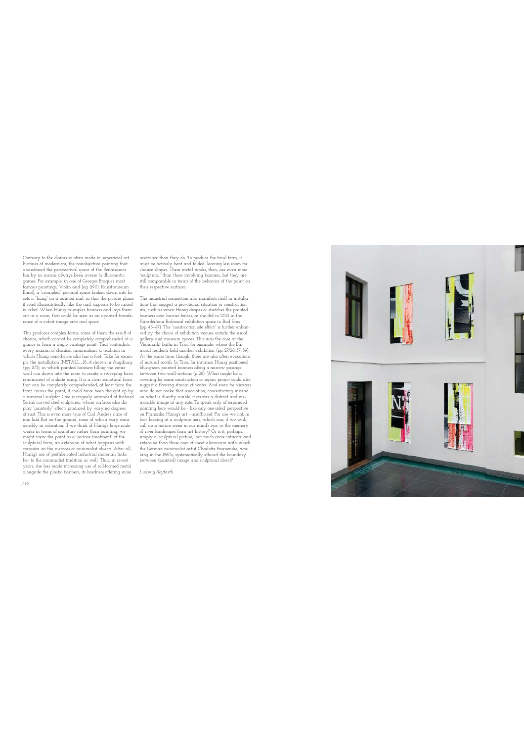Contrary to the claims so often made in superficial art histories of modernism, the nonobjective painting that abandoned the perspectival space of the Renaissance has by no means always been averse to illusionistic games. For example, in one of Georges Braque's most famous paintings, Violin and Jug (1910, Kunstmuseum Basel), a "crumpled" pictorial space broken down into facets is "hung" on a painted nail, so that the picture plane, if read illusionistically like the nail, appears to be raised in relief. When Hünig crumples banners and lays them out in a room, that could be seen as an updated transference of a cubist image onto real space.

This produces complex forms, some of them the result of chance, which cannot be completely comprehended at a glance or from a single vantage point. That contradicts every maxim of classical minimalism, a tradition in which Hünig nonetheless also has a foot. Take for example the installation INSTALL_18_4 shown in Augsburg (pp. 2/3), in which painted banners filling the entire wall run down into the room to create a sweeping form reminiscent of a skate ramp. It is a clear sculptural form that can be completely comprehended, at least from the front; minus the paint, it could have been thought up by a minimal sculptor. One is vaguely reminded of Richard Serra's curved steel sculptures, whose surfaces also display "painterly" effects produced by varying degrees of rust. This is even more true of Carl Andre's slabs of iron laid flat on the ground, some of which vary considerably in coloration. If we think of Hünig's large-scale works in terms of sculpture rather than painting, we might view the paint as a "surface treatment" of the sculptural form, an extension of what happens with corrosion on the surfaces of minimalist objects. After all, Hünig's use of prefabricated industrial materials links her to the minimalist tradition as well. Thus, in recent years, she has made increasing use of roll-formed metal alongside the plastic banners, its hardness offering more resistance than they do. To produce the final form, it must be actively bent and folded, leaving less room for chance shapes. These metal works, then, are even more "sculptural" than those involving banners, but they are still comparable in terms of the behavior of the paint on their respective surfaces.

The industrial connection also manifests itself in installations that suggest a provisional situation or construction site, such as when Hünig drapes or stretches the painted banners over barrier fences, as she did in 2013 in the Künstlerhaus Balmoral exhibition space in Bad Ems (pp. 45–47). The "construction site effect" is further enhanced by the choice of exhibition venues outside the usual gallery and museum spaces. This was the case at the Viehmarkt baths in Trier, for example, where the Balmoral residents held another exhibition (pp. 27/28, 37–39). At the same time, though, there are also often evocations of natural motifs. In Trier, for instance, Hünig positioned blue-green painted banners along a narrow passage between two wall sections (p. 28). What might be a covering for some construction or repair project could also suggest a flowing stream of water. And even for viewers who do not make that association, concentrating instead on what is directly visible, it creates a distinct and memorable image at any rate. To speak only of expanded painting here would be – like any one-sided perspective on Franziska Hünig's art – insufficient. For are we not, in fact, looking at a sculpture here, which can, if we wish, call up a nature scene in our mind's eye, or the memory of river landscapes from art history? Or is it, perhaps, simply a "sculptural picture," but much more intricate and extensive than those ones of sheet aluminum with which the German minimalist artist Charlotte Posenenske, working in the 1960s, systematically effaced the boundary between (painted) image and sculptural object?

*Ludwig Seyfarth*